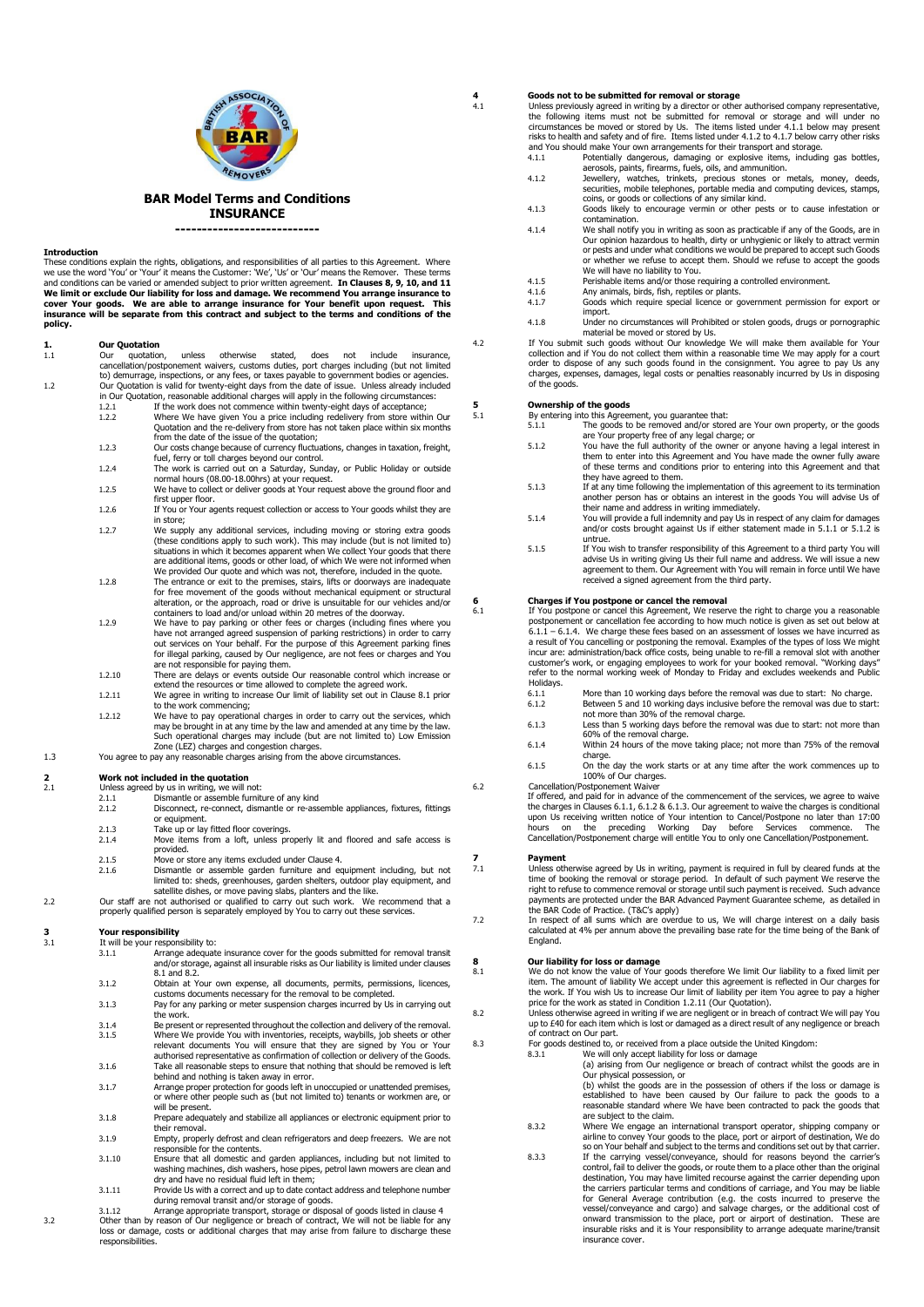# BAR Model Terms and Conditions
## INSURANCE

---------------------------

### Introduction

These conditions explain the rights, obligations, and responsibilities of all parties to this Agreement. Where we use the word 'You' or 'Your' it means the Customer: 'We', 'Us' or 'Our' means the Remover. These terms and conditions can be varied or amended subject to prior written agreement. **In Clauses 8, 9, 10, and 11 We limit or exclude Our liability for loss and damage. We recommend You arrange insurance to cover Your goods. We are able to arrange insurance for Your benefit upon request. This insurance will be separate from this contract and subject to the terms and conditions of the policy.**

### 1. Our Quotation

1.1 Our quotation, unless otherwise stated, does not include insurance, cancellation/postponement waivers, customs duties, port charges including (but not limited to) demurrage, inspections, or any fees, or taxes payable to government bodies or agencies.

1.2 Our Quotation is valid for twenty-eight days from the date of issue. Unless already included in Our Quotation, reasonable additional charges will apply in the following circumstances:

- 1.2.1 If the work does not commence within twenty-eight days of acceptance;
- 1.2.2 Where We have given You a price including redelivery from store within Our Quotation and the re-delivery from store has not taken place within six months from the date of the issue of the quotation;
- 1.2.3 Our costs change because of currency fluctuations, changes in taxation, freight, fuel, ferry or toll charges beyond our control.
- 1.2.4 The work is carried out on a Saturday, Sunday, or Public Holiday or outside normal hours (08.00-18.00hrs) at your request.
- 1.2.5 We have to collect or deliver goods at Your request above the ground floor and first upper floor.
- 1.2.6 If You or Your agents request collection or access to Your goods whilst they are in store;
- 1.2.7 We supply any additional services, including moving or storing extra goods (these conditions apply to such work). This may include (but is not limited to) situations in which it becomes apparent when We collect Your goods that there are additional items, goods or other load, of which We were not informed when We provided Our quote and which was not, therefore, included in the quote.
- 1.2.8 The entrance or exit to the premises, stairs, lifts or doorways are inadequate for free movement of the goods without mechanical equipment or structural alteration, or the approach, road or drive is unsuitable for our vehicles and/or containers to load and/or unload within 20 metres of the doorway.
- 1.2.9 We have to pay parking or other fees or charges (including fines where you have not arranged agreed suspension of parking restrictions) in order to carry out our services on Your behalf. For the purpose of this Agreement parking fines for illegal parking, caused by Our negligence, are not fees or charges and You are not responsible for paying them.
- 1.2.10 There are delays or events outside Our reasonable control which increase or extend the resources or time allowed to complete the agreed work.
- 1.2.11 We agree in writing to increase Our limit of liability set out in Clause 8.1 prior to the work commencing;
- 1.2.12 We have to pay operational charges in order to carry out the services, which may be brought in at any time by the law and amended at any time by the law. Such operational charges may include (but are not limited to) Low Emission Zone (LEZ) charges and congestion charges.

1.3 You agree to pay any reasonable charges arising from the above circumstances.

### 2 Work not included in the quotation

2.1 Unless agreed by us in writing, we will not:

- 2.1.1 Dismantle or assemble furniture of any kind
- 2.1.2 Disconnect, re-connect, dismantle or re-assemble appliances, fixtures, fittings or equipment.
- 2.1.3 Take up or lay fitted floor coverings.
- 2.1.4 Move items from a loft, unless properly lit and floored and safe access is provided.
- 2.1.5 Move or store any items excluded under Clause 4.
- 2.1.6 Dismantle or assemble garden furniture and equipment including, but not limited to: sheds, greenhouses, garden shelters, outdoor play equipment, and satellite dishes, or move paving slabs, planters and the like.

2.2 Our staff are not authorised or qualified to carry out such work. We recommend that a properly qualified person is separately employed by You to carry out these services.

### 3 Your responsibility

3.1 It will be your responsibility to:

- 3.1.1 Arrange adequate insurance cover for the goods submitted for removal transit and/or storage, against all insurable risks as Our liability is limited under clauses 8.1 and 8.2.
- 3.1.2 Obtain at Your own expense, all documents, permits, permissions, licences, customs documents necessary for the removal to be completed.
- 3.1.3 Pay for any parking or meter suspension charges incurred by Us in carrying out the work.
- 3.1.4 Be present or represented throughout the collection and delivery of the removal.
- 3.1.5 Where We provide You with inventories, receipts, waybills, job sheets or other relevant documents You will ensure that they are signed by You or Your authorised representative as confirmation of collection or delivery of the Goods.
- 3.1.6 Take all reasonable steps to ensure that nothing that should be removed is left behind and nothing is taken away in error.
- 3.1.7 Arrange proper protection for goods left in unoccupied or unattended premises, or where other people such as (but not limited to) tenants or workmen are, or will be present.
- 3.1.8 Prepare adequately and stabilize all appliances or electronic equipment prior to their removal.
- 3.1.9 Empty, properly defrost and clean refrigerators and deep freezers. We are not responsible for the contents.
- 3.1.10 Ensure that all domestic and garden appliances, including but not limited to washing machines, dish washers, hose pipes, petrol lawn mowers are clean and dry and have no residual fluid left in them;
- 3.1.11 Provide Us with a correct and up to date contact address and telephone number during removal transit and/or storage of goods.
- 3.1.12 Arrange appropriate transport, storage or disposal of goods listed in clause 4

3.2 Other than by reason of Our negligence or breach of contract, We will not be liable for any loss or damage, costs or additional charges that may arise from failure to discharge these responsibilities.

### 4 Goods not to be submitted for removal or storage

4.1 Unless previously agreed in writing by a director or other authorised company representative, the following items must not be submitted for removal or storage and will under no circumstances be moved or stored by Us. The items listed under 4.1.1 below may present risks to health and safety and of fire. Items listed under 4.1.2 to 4.1.7 below carry other risks and You should make Your own arrangements for their transport and storage.

- 4.1.1 Potentially dangerous, damaging or explosive items, including gas bottles, aerosols, paints, firearms, fuels, oils, and ammunition.
- 4.1.2 Jewellery, watches, trinkets, precious stones or metals, money, deeds, securities, mobile telephones, portable media and computing devices, stamps, coins, or goods or collections of any similar kind.
- 4.1.3 Goods likely to encourage vermin or other pests or to cause infestation or contamination.
- 4.1.4 We shall notify you in writing as soon as practicable if any of the Goods, are in Our opinion hazardous to health, dirty or unhygienic or likely to attract vermin or pests and under what conditions we would be prepared to accept such Goods or whether we refuse to accept them. Should we refuse to accept the goods We will have no liability to You.
- 4.1.5 Perishable items and/or those requiring a controlled environment.
- 4.1.6 Any animals, birds, fish, reptiles or plants.
- 4.1.7 Goods which require special licence or government permission for export or import.
- 4.1.8 Under no circumstances will Prohibited or stolen goods, drugs or pornographic material be moved or stored by Us.

4.2 If You submit such goods without Our knowledge We will make them available for Your collection and if You do not collect them within a reasonable time We may apply for a court order to dispose of any such goods found in the consignment. You agree to pay Us any charges, expenses, damages, legal costs or penalties reasonably incurred by Us in disposing of the goods.

### 5 Ownership of the goods

5.1 By entering into this Agreement, you guarantee that:

- 5.1.1 The goods to be removed and/or stored are Your own property, or the goods are Your property free of any legal charge; or
- 5.1.2 You have the full authority of the owner or anyone having a legal interest in them to enter into this Agreement and You have made the owner fully aware of these terms and conditions prior to entering into this Agreement and that they have agreed to them.
- 5.1.3 If at any time following the implementation of this agreement to its termination another person has or obtains an interest in the goods You will advise Us of their name and address in writing immediately.
- 5.1.4 You will provide a full indemnity and pay Us in respect of any claim for damages and/or costs brought against Us if either statement made in 5.1.1 or 5.1.2 is untrue.
- 5.1.5 If You wish to transfer responsibility of this Agreement to a third party You will advise Us in writing giving Us their full name and address. We will issue a new agreement to them. Our Agreement with You will remain in force until We have received a signed agreement from the third party.

### 6 Charges if You postpone or cancel the removal

6.1 If You postpone or cancel this Agreement, We reserve the right to charge you a reasonable postponement or cancellation fee according to how much notice is given as set out below at 6.1.1 – 6.1.4. We charge these fees based on an assessment of losses we have incurred as a result of You cancelling or postponing the removal. Examples of the types of loss We might incur are: administration/back office costs, being unable to re-fill a removal slot with another customer's work, or engaging employees to work for your booked removal. "Working days" refer to the normal working week of Monday to Friday and excludes weekends and Public Holidays.

- 6.1.1 More than 10 working days before the removal was due to start: No charge.
- 6.1.2 Between 5 and 10 working days inclusive before the removal was due to start: not more than 30% of the removal charge.
- 6.1.3 Less than 5 working days before the removal was due to start: not more than 60% of the removal charge.
- 6.1.4 Within 24 hours of the move taking place; not more than 75% of the removal charge.
- 6.1.5 On the day the work starts or at any time after the work commences up to 100% of Our charges.

6.2 Cancellation/Postponement Waiver
If offered, and paid for in advance of the commencement of the services, we agree to waive the charges in Clauses 6.1.1, 6.1.2 & 6.1.3. Our agreement to waive the charges is conditional upon Us receiving written notice of Your intention to Cancel/Postpone no later than 17:00 hours on the preceding Working Day before Services commence. The Cancellation/Postponement charge will entitle You to only one Cancellation/Postponement.

### 7 Payment

7.1 Unless otherwise agreed by Us in writing, payment is required in full by cleared funds at the time of booking the removal or storage period. In default of such payment We reserve the right to refuse to commence removal or storage until such payment is received. Such advance payments are protected under the BAR Advanced Payment Guarantee scheme, as detailed in the BAR Code of Practice. (T&C's apply)

7.2 In respect of all sums which are overdue to us, We will charge interest on a daily basis calculated at 4% per annum above the prevailing base rate for the time being of the Bank of England.

### 8 Our liability for loss or damage

8.1 We do not know the value of Your goods therefore We limit Our liability to a fixed limit per item. The amount of liability We accept under this agreement is reflected in Our charges for the work. If You wish Us to increase Our limit of liability per item You agree to pay a higher price for the work as stated in Condition 1.2.11 (Our Quotation).

8.2 Unless otherwise agreed in writing if we are negligent or in breach of contract We will pay You up to £40 for each item which is lost or damaged as a direct result of any negligence or breach of contract on Our part.

8.3 For goods destined to, or received from a place outside the United Kingdom:

- 8.3.1 We will only accept liability for loss or damage
  (a) arising from Our negligence or breach of contract whilst the goods are in Our physical possession, or
  (b) whilst the goods are in the possession of others if the loss or damage is established to have been caused by Our failure to pack the goods to a reasonable standard where We have been contracted to pack the goods that are subject to the claim.
- 8.3.2 Where We engage an international transport operator, shipping company or airline to convey Your goods to the place, port or airport of destination, We do so on Your behalf and subject to the terms and conditions set out by that carrier.
- 8.3.3 If the carrying vessel/conveyance, should for reasons beyond the carrier's control, fail to deliver the goods, or route them to a place other than the original destination, You may have limited recourse against the carrier depending upon the carriers particular terms and conditions of carriage, and You may be liable for General Average contribution (e.g. the costs incurred to preserve the vessel/conveyance and cargo) and salvage charges, or the additional cost of onward transmission to the place, port or airport of destination. These are insurable risks and it is Your responsibility to arrange adequate marine/transit insurance cover.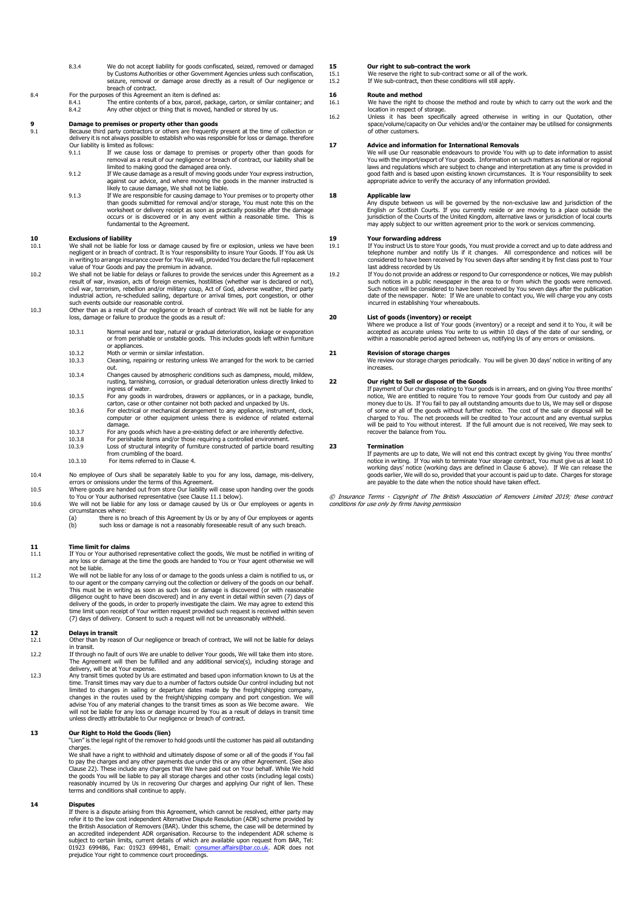8.3.4 We do not accept liability for goods confiscated, seized, removed or damaged by Customs Authorities or other Government Agencies unless such confiscation, seizure, removal or damage arose directly as a result of Our negligence or breach of contract.

8.4 For the purposes of this Agreement an item is defined as:

8.4.1 The entire contents of a box, parcel, package, carton, or similar container; and

8.4.2 Any other object or thing that is moved, handled or stored by us.

## 9 Damage to premises or property other than goods

9.1 Because third party contractors or others are frequently present at the time of collection or delivery it is not always possible to establish who was responsible for loss or damage. therefore Our liability is limited as follows:

9.1.1 If we cause loss or damage to premises or property other than goods for removal as a result of our negligence or breach of contract, our liability shall be limited to making good the damaged area only.

9.1.2 If We cause damage as a result of moving goods under Your express instruction, against our advice, and where moving the goods in the manner instructed is likely to cause damage, We shall not be liable.

9.1.3 If We are responsible for causing damage to Your premises or to property other than goods submitted for removal and/or storage, You must note this on the worksheet or delivery receipt as soon as practically possible after the damage occurs or is discovered or in any event within a reasonable time. This is fundamental to the Agreement.

## 10 Exclusions of liability

10.1 We shall not be liable for loss or damage caused by fire or explosion, unless we have been negligent or in breach of contract. It is Your responsibility to insure Your Goods. If You ask Us in writing to arrange insurance cover for You We will, provided You declare the full replacement value of Your Goods and pay the premium in advance.

10.2 We shall not be liable for delays or failures to provide the services under this Agreement as a result of war, invasion, acts of foreign enemies, hostilities (whether war is declared or not), civil war, terrorism, rebellion and/or military coup, Act of God, adverse weather, third party industrial action, re-scheduled sailing, departure or arrival times, port congestion, or other such events outside our reasonable control.

10.3 Other than as a result of Our negligence or breach of contract We will not be liable for any loss, damage or failure to produce the goods as a result of:

10.3.1 Normal wear and tear, natural or gradual deterioration, leakage or evaporation or from perishable or unstable goods. This includes goods left within furniture or appliances.

10.3.2 Moth or vermin or similar infestation.

10.3.3 Cleaning, repairing or restoring unless We arranged for the work to be carried out.

10.3.4 Changes caused by atmospheric conditions such as dampness, mould, mildew, rusting, tarnishing, corrosion, or gradual deterioration unless directly linked to ingress of water.

10.3.5 For any goods in wardrobes, drawers or appliances, or in a package, bundle, carton, case or other container not both packed and unpacked by Us.

10.3.6 For electrical or mechanical derangement to any appliance, instrument, clock, computer or other equipment unless there is evidence of related external damage.

10.3.7 For any goods which have a pre-existing defect or are inherently defective.

10.3.8 For perishable items and/or those requiring a controlled environment.

10.3.9 Loss of structural integrity of furniture constructed of particle board resulting from crumbling of the board.

10.3.10 For items referred to in Clause 4.

10.4 No employee of Ours shall be separately liable to you for any loss, damage, mis-delivery, errors or omissions under the terms of this Agreement.

10.5 Where goods are handed out from store Our liability will cease upon handing over the goods to You or Your authorised representative (see Clause 11.1 below).

10.6 We will not be liable for any loss or damage caused by Us or Our employees or agents in circumstances where:

(a) there is no breach of this Agreement by Us or by any of Our employees or agents

(b) such loss or damage is not a reasonably foreseeable result of any such breach.

## 11 Time limit for claims

11.1 If You or Your authorised representative collect the goods, We must be notified in writing of any loss or damage at the time the goods are handed to You or Your agent otherwise we will not be liable.

11.2 We will not be liable for any loss of or damage to the goods unless a claim is notified to us, or to our agent or the company carrying out the collection or delivery of the goods on our behalf. This must be in writing as soon as such loss or damage is discovered (or with reasonable diligence ought to have been discovered) and in any event in detail within seven (7) days of delivery of the goods, in order to properly investigate the claim. We may agree to extend this time limit upon receipt of Your written request provided such request is received within seven (7) days of delivery. Consent to such a request will not be unreasonably withheld.

## 12 Delays in transit

12.1 Other than by reason of Our negligence or breach of contract, We will not be liable for delays in transit.

12.2 If through no fault of ours We are unable to deliver Your goods, We will take them into store. The Agreement will then be fulfilled and any additional service(s), including storage and delivery, will be at Your expense.

12.3 Any transit times quoted by Us are estimated and based upon information known to Us at the time. Transit times may vary due to a number of factors outside Our control including but not limited to changes in sailing or departure dates made by the freight/shipping company, changes in the routes used by the freight/shipping company and port congestion. We will advise You of any material changes to the transit times as soon as We become aware. We will not be liable for any loss or damage incurred by You as a result of delays in transit time unless directly attributable to Our negligence or breach of contract.

## 13 Our Right to Hold the Goods (lien)

"Lien" is the legal right of the remover to hold goods until the customer has paid all outstanding charges.

We shall have a right to withhold and ultimately dispose of some or all of the goods if You fail to pay the charges and any other payments due under this or any other Agreement. (See also Clause 22). These include any charges that We have paid out on Your behalf. While We hold the goods You will be liable to pay all storage charges and other costs (including legal costs) reasonably incurred by Us in recovering Our charges and applying Our right of lien. These terms and conditions shall continue to apply.

## 14 Disputes

If there is a dispute arising from this Agreement, which cannot be resolved, either party may refer it to the low cost independent Alternative Dispute Resolution (ADR) scheme provided by the British Association of Removers (BAR). Under this scheme, the case will be determined by an accredited independent ADR organisation. Recourse to the independent ADR scheme is subject to certain limits, current details of which are available upon request from BAR, Tel: 01923 699486, Fax: 01923 699481, Email: consumer.affairs@bar.co.uk. ADR does not prejudice Your right to commence court proceedings.

## 15 Our right to sub-contract the work

15.1 We reserve the right to sub-contract some or all of the work.

15.2 If We sub-contract, then these conditions will still apply.

## 16 Route and method

16.1 We have the right to choose the method and route by which to carry out the work and the location in respect of storage.

16.2 Unless it has been specifically agreed otherwise in writing in our Quotation, other space/volume/capacity on Our vehicles and/or the container may be utilised for consignments of other customers.

## 17 Advice and information for International Removals

We will use Our reasonable endeavours to provide You with up to date information to assist You with the import/export of Your goods. Information on such matters as national or regional laws and regulations which are subject to change and interpretation at any time is provided in good faith and is based upon existing known circumstances. It is Your responsibility to seek appropriate advice to verify the accuracy of any information provided.

## 18 Applicable law

Any dispute between us will be governed by the non-exclusive law and jurisdiction of the English or Scottish Courts. If you currently reside or are moving to a place outside the jurisdiction of the Courts of the United Kingdom, alternative laws or jurisdiction of local courts may apply subject to our written agreement prior to the work or services commencing.

## 19 Your forwarding address

19.1 If You instruct Us to store Your goods, You must provide a correct and up to date address and telephone number and notify Us if it changes. All correspondence and notices will be considered to have been received by You seven days after sending it by first class post to Your last address recorded by Us

19.2 If You do not provide an address or respond to Our correspondence or notices, We may publish such notices in a public newspaper in the area to or from which the goods were removed. Such notice will be considered to have been received by You seven days after the publication date of the newspaper. Note: If We are unable to contact you, We will charge you any costs incurred in establishing Your whereabouts.

## 20 List of goods (inventory) or receipt

Where we produce a list of Your goods (inventory) or a receipt and send it to You, it will be accepted as accurate unless You write to us within 10 days of the date of our sending, or within a reasonable period agreed between us, notifying Us of any errors or omissions.

## 21 Revision of storage charges

We review our storage charges periodically. You will be given 30 days' notice in writing of any increases.

## 22 Our right to Sell or dispose of the Goods

If payment of Our charges relating to Your goods is in arrears, and on giving You three months' notice, We are entitled to require You to remove Your goods from Our custody and pay all money due to Us. If You fail to pay all outstanding amounts due to Us, We may sell or dispose of some or all of the goods without further notice. The cost of the sale or disposal will be charged to You. The net proceeds will be credited to Your account and any eventual surplus will be paid to You without interest. If the full amount due is not received, We may seek to recover the balance from You.

## 23 Termination

If payments are up to date, We will not end this contract except by giving You three months' notice in writing. If You wish to terminate Your storage contract, You must give us at least 10 working days' notice (working days are defined in Clause 6 above). If We can release the goods earlier, We will do so, provided that your account is paid up to date. Charges for storage are payable to the date when the notice should have taken effect.

*© Insurance Terms - Copyright of The British Association of Removers Limited 2019; these contract conditions for use only by firms having permission*